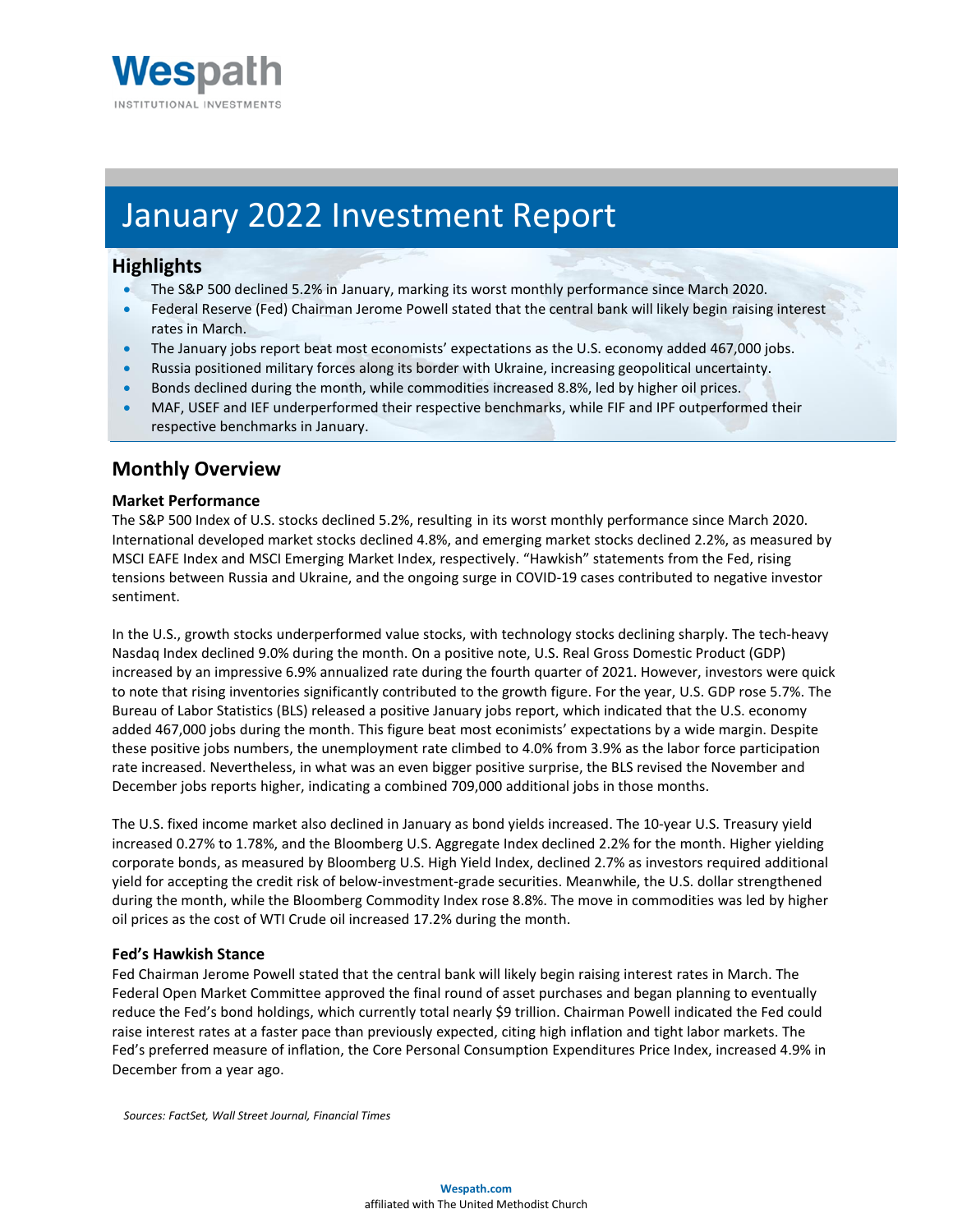Wespath
INSTITUTIONAL INVESTMENTS

# January 2022 Investment Report

## Highlights

- The S&P 500 declined 5.2% in January, marking its worst monthly performance since March 2020.
- Federal Reserve (Fed) Chairman Jerome Powell stated that the central bank will likely begin raising interest rates in March.
- The January jobs report beat most economists' expectations as the U.S. economy added 467,000 jobs.
- Russia positioned military forces along its border with Ukraine, increasing geopolitical uncertainty.
- Bonds declined during the month, while commodities increased 8.8%, led by higher oil prices.
- MAF, USEF and IEF underperformed their respective benchmarks, while FIF and IPF outperformed their respective benchmarks in January.

## Monthly Overview

### Market Performance

The S&P 500 Index of U.S. stocks declined 5.2%, resulting in its worst monthly performance since March 2020. International developed market stocks declined 4.8%, and emerging market stocks declined 2.2%, as measured by MSCI EAFE Index and MSCI Emerging Market Index, respectively. "Hawkish" statements from the Fed, rising tensions between Russia and Ukraine, and the ongoing surge in COVID-19 cases contributed to negative investor sentiment.

In the U.S., growth stocks underperformed value stocks, with technology stocks declining sharply. The tech-heavy Nasdaq Index declined 9.0% during the month. On a positive note, U.S. Real Gross Domestic Product (GDP) increased by an impressive 6.9% annualized rate during the fourth quarter of 2021. However, investors were quick to note that rising inventories significantly contributed to the growth figure. For the year, U.S. GDP rose 5.7%. The Bureau of Labor Statistics (BLS) released a positive January jobs report, which indicated that the U.S. economy added 467,000 jobs during the month. This figure beat most econimists' expectations by a wide margin. Despite these positive jobs numbers, the unemployment rate climbed to 4.0% from 3.9% as the labor force participation rate increased. Nevertheless, in what was an even bigger positive surprise, the BLS revised the November and December jobs reports higher, indicating a combined 709,000 additional jobs in those months.

The U.S. fixed income market also declined in January as bond yields increased. The 10-year U.S. Treasury yield increased 0.27% to 1.78%, and the Bloomberg U.S. Aggregate Index declined 2.2% for the month. Higher yielding corporate bonds, as measured by Bloomberg U.S. High Yield Index, declined 2.7% as investors required additional yield for accepting the credit risk of below-investment-grade securities. Meanwhile, the U.S. dollar strengthened during the month, while the Bloomberg Commodity Index rose 8.8%. The move in commodities was led by higher oil prices as the cost of WTI Crude oil increased 17.2% during the month.

### Fed's Hawkish Stance

Fed Chairman Jerome Powell stated that the central bank will likely begin raising interest rates in March. The Federal Open Market Committee approved the final round of asset purchases and began planning to eventually reduce the Fed's bond holdings, which currently total nearly $9 trillion. Chairman Powell indicated the Fed could raise interest rates at a faster pace than previously expected, citing high inflation and tight labor markets. The Fed's preferred measure of inflation, the Core Personal Consumption Expenditures Price Index, increased 4.9% in December from a year ago.

*Sources: FactSet, Wall Street Journal, Financial Times*

**Wespath.com**
affiliated with The United Methodist Church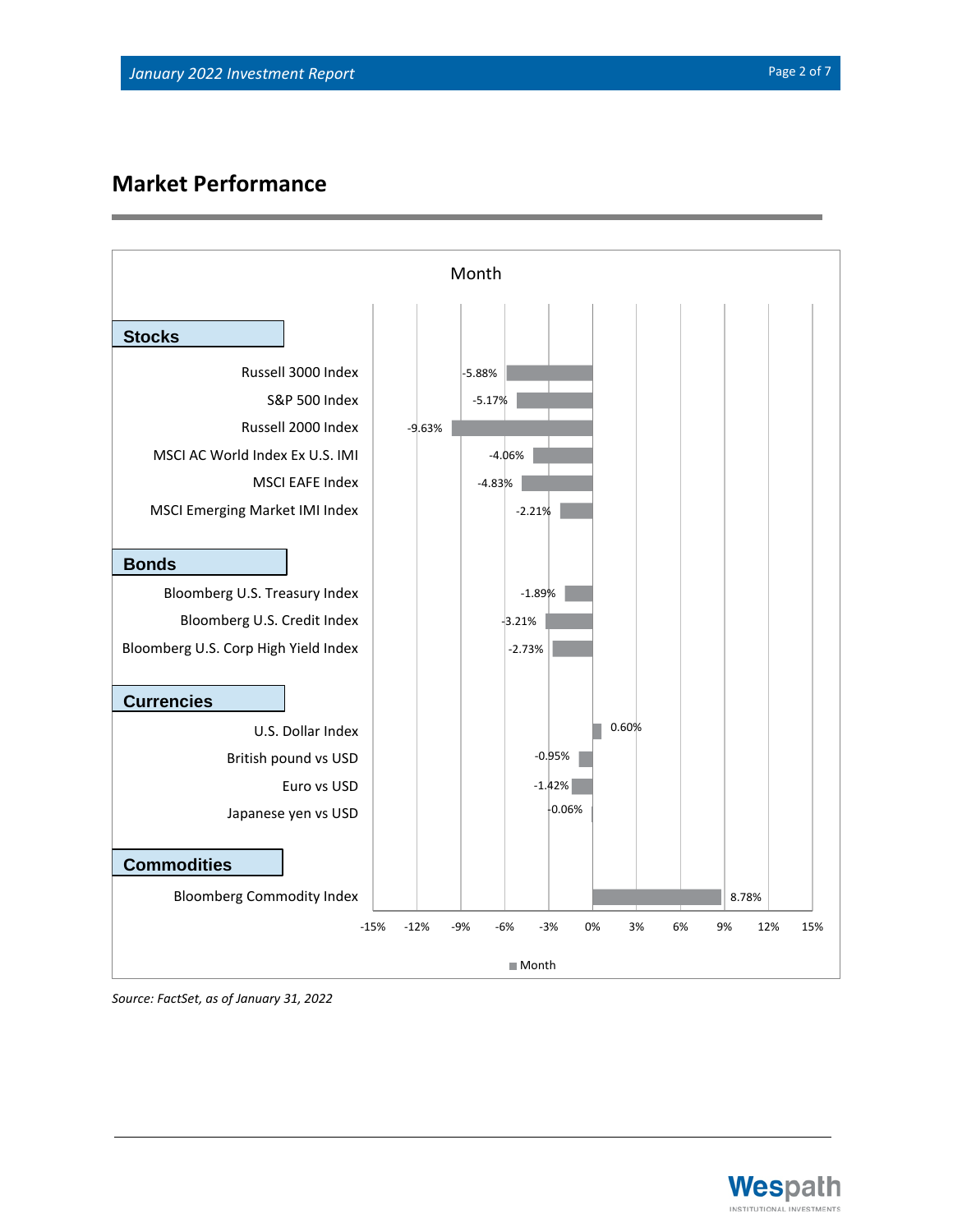## Market Performance

**Month**

| Category | Index | Month |
|---|---|---|
| **Stocks** | Russell 3000 Index | -5.88% |
| | S&P 500 Index | -5.17% |
| | Russell 2000 Index | -9.63% |
| | MSCI AC World Index Ex U.S. IMI | -4.06% |
| | MSCI EAFE Index | -4.83% |
| | MSCI Emerging Market IMI Index | -2.21% |
| **Bonds** | Bloomberg U.S. Treasury Index | -1.89% |
| | Bloomberg U.S. Credit Index | -3.21% |
| | Bloomberg U.S. Corp High Yield Index | -2.73% |
| **Currencies** | U.S. Dollar Index | 0.60% |
| | British pound vs USD | -0.95% |
| | Euro vs USD | -1.42% |
| | Japanese yen vs USD | -0.06% |
| **Commodities** | Bloomberg Commodity Index | 8.78% |

*Source: FactSet, as of January 31, 2022*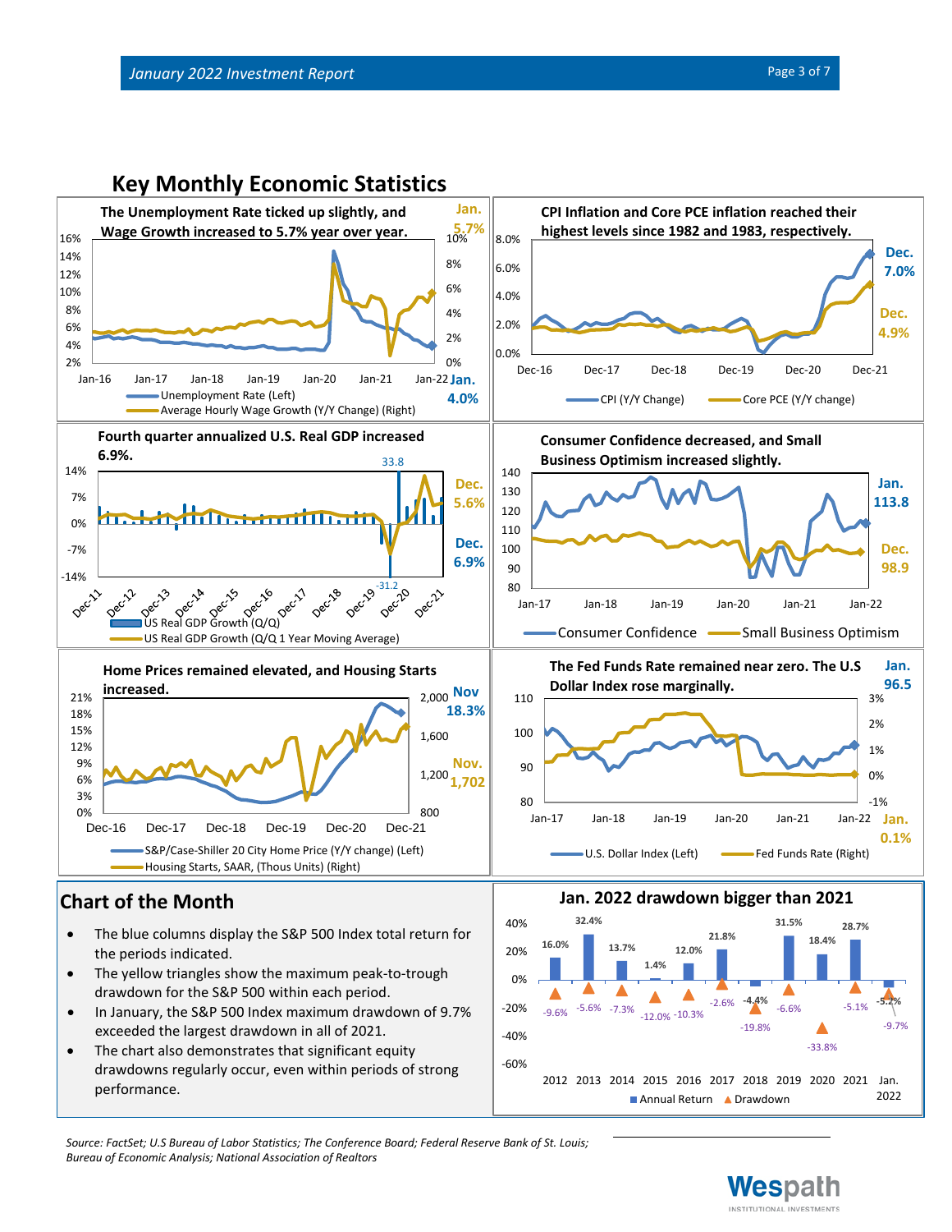## Key Monthly Economic Statistics

**The Unemployment Rate ticked up slightly, and Wage Growth increased to 5.7% year over year.**

Jan. 5.7%

Jan. 4.0%

Unemployment Rate (Left)
Average Hourly Wage Growth (Y/Y Change) (Right)

**CPI Inflation and Core PCE inflation reached their highest levels since 1982 and 1983, respectively.**

Dec. 7.0%

Dec. 4.9%

CPI (Y/Y Change)
Core PCE (Y/Y change)

**Fourth quarter annualized U.S. Real GDP increased 6.9%.**

Dec. 5.6%

Dec. 6.9%

US Real GDP Growth (Q/Q)
US Real GDP Growth (Q/Q 1 Year Moving Average)

**Consumer Confidence decreased, and Small Business Optimism increased slightly.**

Jan. 113.8

Dec. 98.9

Consumer Confidence
Small Business Optimism

**Home Prices remained elevated, and Housing Starts increased.**

Nov 18.3%

Nov. 1,702

S&P/Case-Shiller 20 City Home Price (Y/Y change) (Left)
Housing Starts, SAAR, (Thous Units) (Right)

**The Fed Funds Rate remained near zero. The U.S Dollar Index rose marginally.**

Jan. 96.5

Jan. 0.1%

U.S. Dollar Index (Left)
Fed Funds Rate (Right)

## Chart of the Month

- The blue columns display the S&P 500 Index total return for the periods indicated.
- The yellow triangles show the maximum peak-to-trough drawdown for the S&P 500 within each period.
- In January, the S&P 500 Index maximum drawdown of 9.7% exceeded the largest drawdown in all of 2021.
- The chart also demonstrates that significant equity drawdowns regularly occur, even within periods of strong performance.

**Jan. 2022 drawdown bigger than 2021**

| Period | Annual Return | Drawdown |
|---|---|---|
| 2012 | 16.0% | -9.6% |
| 2013 | 32.4% | -5.6% |
| 2014 | 13.7% | -7.3% |
| 2015 | 1.4% | -12.0% |
| 2016 | 12.0% | -10.3% |
| 2017 | 21.8% | -2.6% |
| 2018 | -4.4% | -19.8% |
| 2019 | 31.5% | -6.6% |
| 2020 | 18.4% | -33.8% |
| 2021 | 28.7% | -5.1% |
| Jan. 2022 | -5.2% | -9.7% |

*Source: FactSet; U.S Bureau of Labor Statistics; The Conference Board; Federal Reserve Bank of St. Louis; Bureau of Economic Analysis; National Association of Realtors*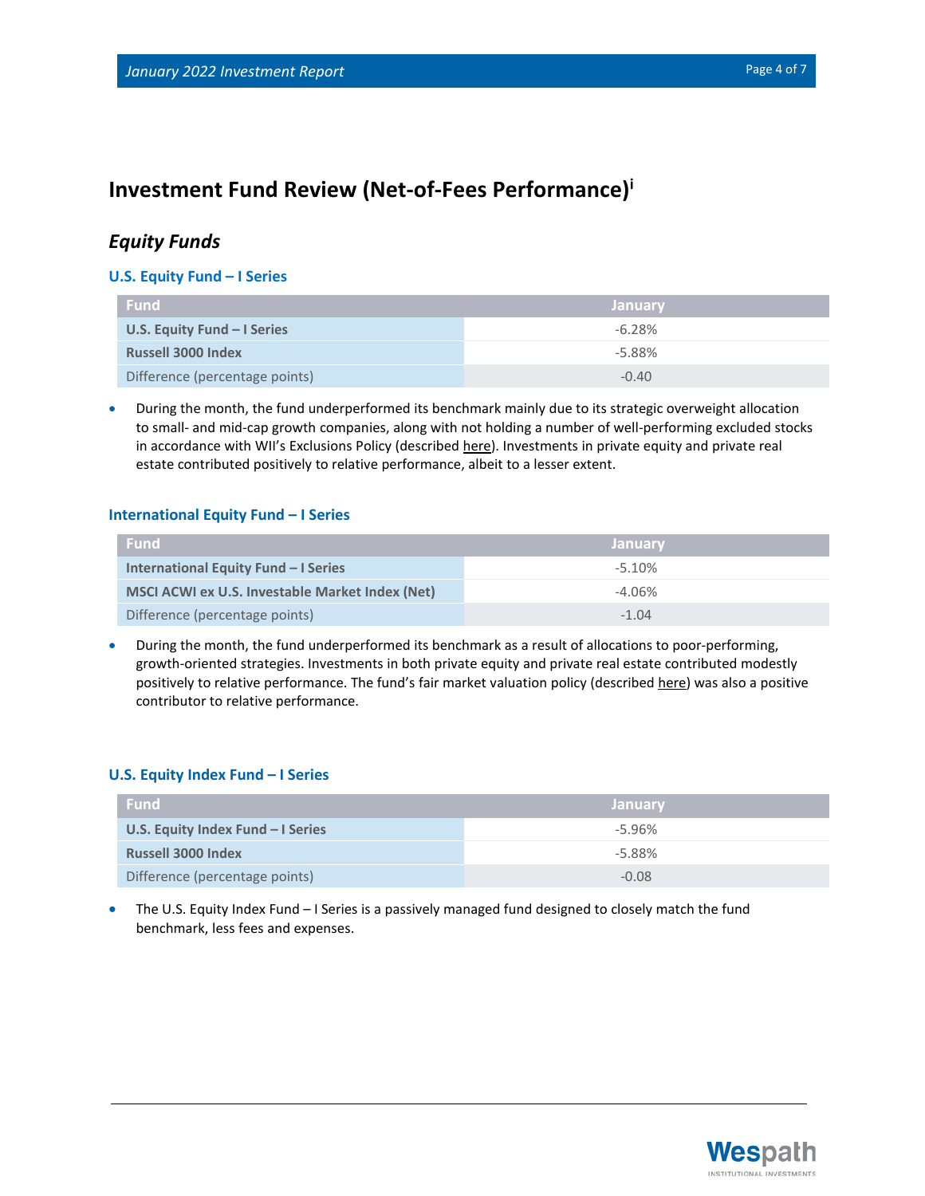# Investment Fund Review (Net-of-Fees Performance)[i]

## *Equity Funds*

### U.S. Equity Fund – I Series

| Fund | January |
|---|---|
| **U.S. Equity Fund – I Series** | -6.28% |
| **Russell 3000 Index** | -5.88% |
| Difference (percentage points) | -0.40 |

- During the month, the fund underperformed its benchmark mainly due to its strategic overweight allocation to small- and mid-cap growth companies, along with not holding a number of well-performing excluded stocks in accordance with WII's Exclusions Policy (described here). Investments in private equity and private real estate contributed positively to relative performance, albeit to a lesser extent.

### International Equity Fund – I Series

| Fund | January |
|---|---|
| **International Equity Fund – I Series** | -5.10% |
| **MSCI ACWI ex U.S. Investable Market Index (Net)** | -4.06% |
| Difference (percentage points) | -1.04 |

- During the month, the fund underperformed its benchmark as a result of allocations to poor-performing, growth-oriented strategies. Investments in both private equity and private real estate contributed modestly positively to relative performance. The fund's fair market valuation policy (described here) was also a positive contributor to relative performance.

### U.S. Equity Index Fund – I Series

| Fund | January |
|---|---|
| **U.S. Equity Index Fund – I Series** | -5.96% |
| **Russell 3000 Index** | -5.88% |
| Difference (percentage points) | -0.08 |

- The U.S. Equity Index Fund – I Series is a passively managed fund designed to closely match the fund benchmark, less fees and expenses.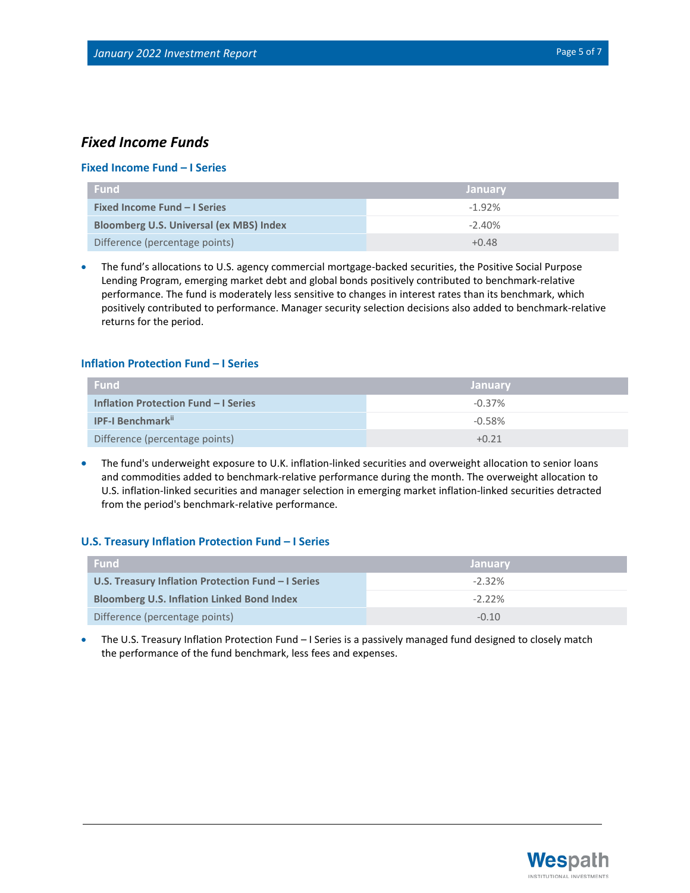## *Fixed Income Funds*

### Fixed Income Fund – I Series

| Fund | January |
|---|---|
| **Fixed Income Fund – I Series** | -1.92% |
| **Bloomberg U.S. Universal (ex MBS) Index** | -2.40% |
| Difference (percentage points) | +0.48 |

- The fund's allocations to U.S. agency commercial mortgage-backed securities, the Positive Social Purpose Lending Program, emerging market debt and global bonds positively contributed to benchmark-relative performance. The fund is moderately less sensitive to changes in interest rates than its benchmark, which positively contributed to performance. Manager security selection decisions also added to benchmark-relative returns for the period.

### Inflation Protection Fund – I Series

| Fund | January |
|---|---|
| **Inflation Protection Fund – I Series** | -0.37% |
| **IPF-I Benchmark**[ii] | -0.58% |
| Difference (percentage points) | +0.21 |

- The fund's underweight exposure to U.K. inflation-linked securities and overweight allocation to senior loans and commodities added to benchmark-relative performance during the month. The overweight allocation to U.S. inflation-linked securities and manager selection in emerging market inflation-linked securities detracted from the period's benchmark-relative performance.

### U.S. Treasury Inflation Protection Fund – I Series

| Fund | January |
|---|---|
| **U.S. Treasury Inflation Protection Fund – I Series** | -2.32% |
| **Bloomberg U.S. Inflation Linked Bond Index** | -2.22% |
| Difference (percentage points) | -0.10 |

- The U.S. Treasury Inflation Protection Fund – I Series is a passively managed fund designed to closely match the performance of the fund benchmark, less fees and expenses.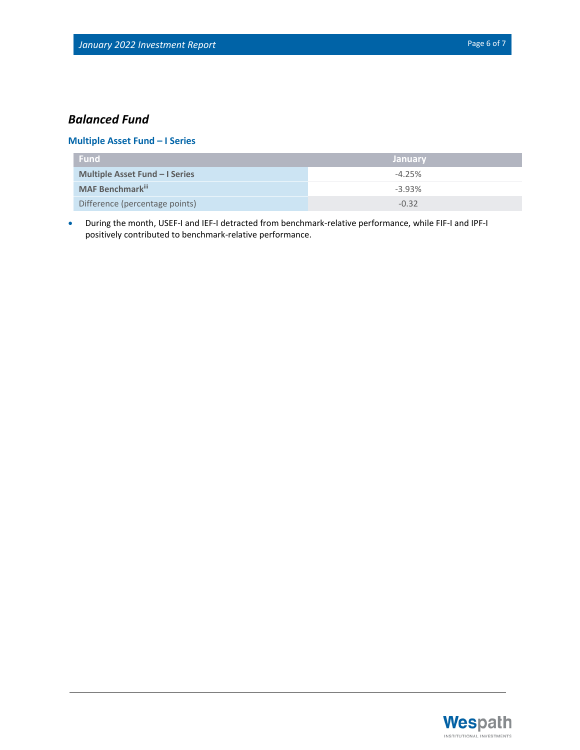## *Balanced Fund*

### Multiple Asset Fund – I Series

| Fund | January |
|---|---|
| **Multiple Asset Fund – I Series** | -4.25% |
| **MAF Benchmark**[iii] | -3.93% |
| Difference (percentage points) | -0.32 |

- During the month, USEF-I and IEF-I detracted from benchmark-relative performance, while FIF-I and IPF-I positively contributed to benchmark-relative performance.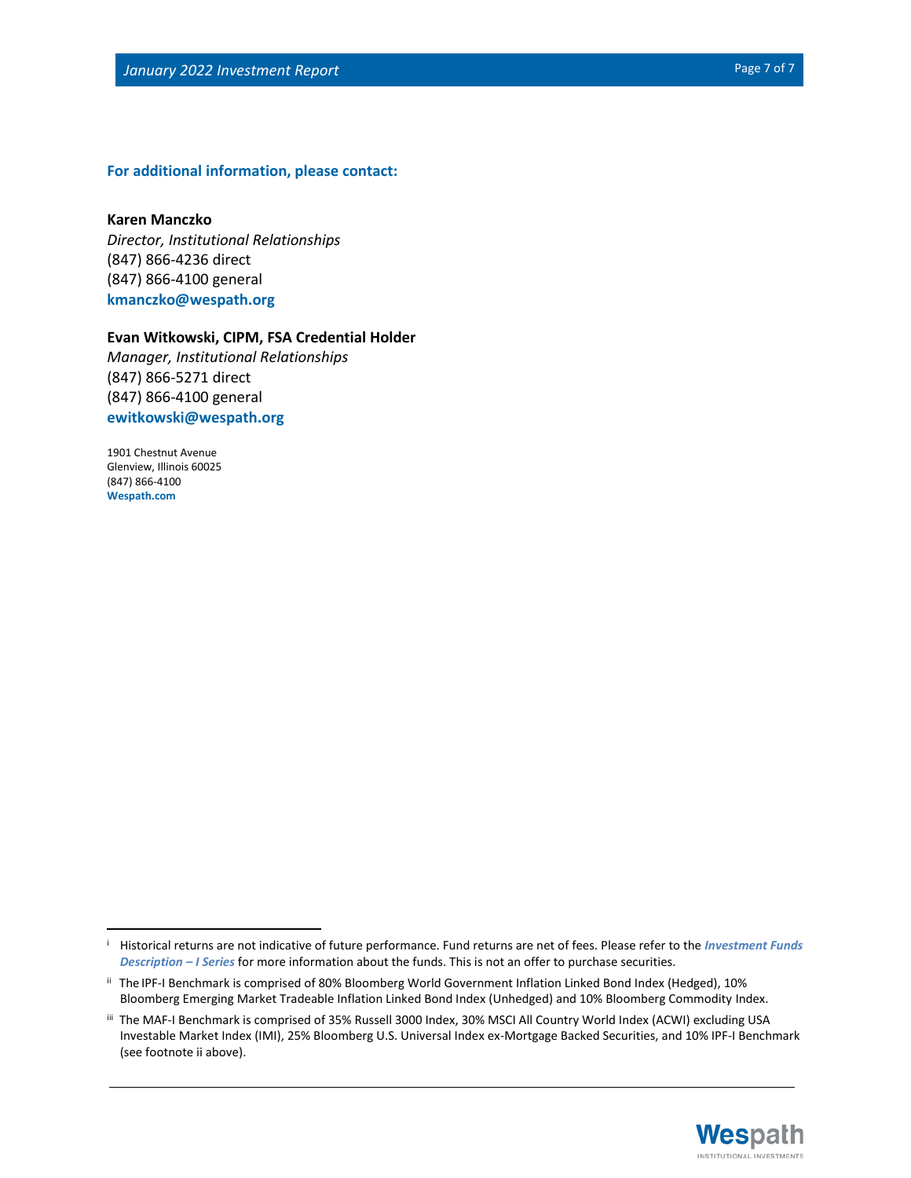**For additional information, please contact:**

**Karen Manczko**
*Director, Institutional Relationships*
(847) 866-4236 direct
(847) 866-4100 general
**kmanczko@wespath.org**

**Evan Witkowski, CIPM, FSA Credential Holder**
*Manager, Institutional Relationships*
(847) 866-5271 direct
(847) 866-4100 general
**ewitkowski@wespath.org**

1901 Chestnut Avenue
Glenview, Illinois 60025
(847) 866-4100
**Wespath.com**

---

[i] Historical returns are not indicative of future performance. Fund returns are net of fees. Please refer to the ***Investment Funds Description – I Series*** for more information about the funds. This is not an offer to purchase securities.

[ii] The IPF-I Benchmark is comprised of 80% Bloomberg World Government Inflation Linked Bond Index (Hedged), 10% Bloomberg Emerging Market Tradeable Inflation Linked Bond Index (Unhedged) and 10% Bloomberg Commodity Index.

[iii] The MAF-I Benchmark is comprised of 35% Russell 3000 Index, 30% MSCI All Country World Index (ACWI) excluding USA Investable Market Index (IMI), 25% Bloomberg U.S. Universal Index ex-Mortgage Backed Securities, and 10% IPF-I Benchmark (see footnote ii above).